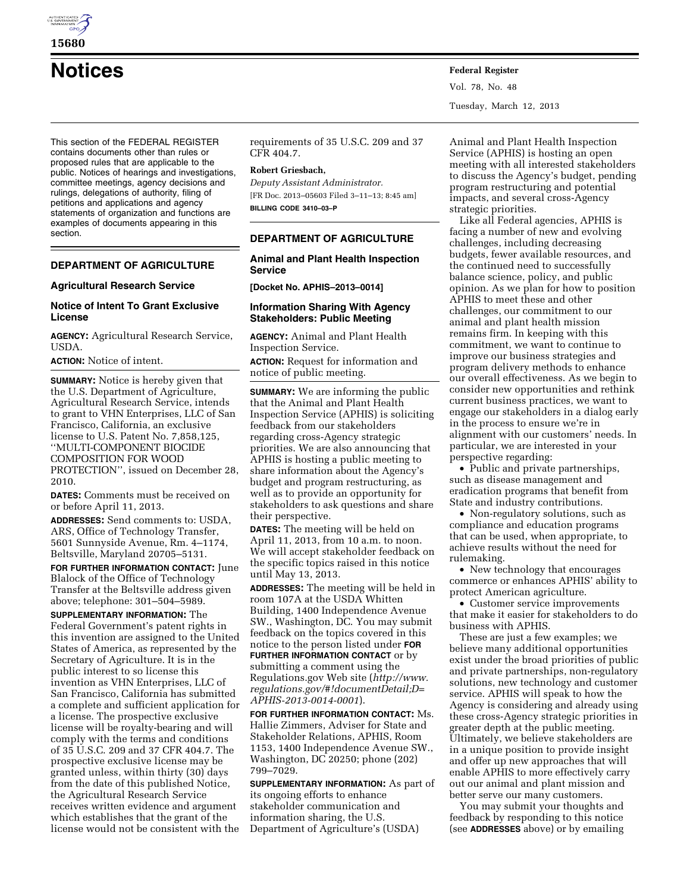# Notices

This section of the FEDERAL REGISTER contains documents other than rules or proposed rules that are applicable to the public. Notices of hearings and investigations, committee meetings, agency decisions and rulings, delegations of authority, filing of petitions and applications and agency statements of organization and functions are examples of documents appearing in this section.

## DEPARTMENT OF AGRICULTURE

### Agricultural Research Service

### Notice of Intent To Grant Exclusive License

**AGENCY:** Agricultural Research Service, USDA.

**ACTION:** Notice of intent.

**SUMMARY:** Notice is hereby given that the U.S. Department of Agriculture, Agricultural Research Service, intends to grant to VHN Enterprises, LLC of San Francisco, California, an exclusive license to U.S. Patent No. 7,858,125, ''MULTI-COMPONENT BIOCIDE COMPOSITION FOR WOOD PROTECTION'', issued on December 28, 2010.

**DATES:** Comments must be received on or before April 11, 2013.

**ADDRESSES:** Send comments to: USDA, ARS, Office of Technology Transfer, 5601 Sunnyside Avenue, Rm. 4–1174, Beltsville, Maryland 20705–5131.

**FOR FURTHER INFORMATION CONTACT:** June Blalock of the Office of Technology Transfer at the Beltsville address given above; telephone: 301–504–5989.

**SUPPLEMENTARY INFORMATION:** The Federal Government's patent rights in this invention are assigned to the United States of America, as represented by the Secretary of Agriculture. It is in the public interest to so license this invention as VHN Enterprises, LLC of San Francisco, California has submitted a complete and sufficient application for a license. The prospective exclusive license will be royalty-bearing and will comply with the terms and conditions of 35 U.S.C. 209 and 37 CFR 404.7. The prospective exclusive license may be granted unless, within thirty (30) days from the date of this published Notice, the Agricultural Research Service receives written evidence and argument which establishes that the grant of the license would not be consistent with the requirements of 35 U.S.C. 209 and 37 CFR 404.7.

**Robert Griesbach,**

*Deputy Assistant Administrator.*

[FR Doc. 2013–05603 Filed 3–11–13; 8:45 am]

**BILLING CODE 3410–03–P**

## DEPARTMENT OF AGRICULTURE

### Animal and Plant Health Inspection Service

**[Docket No. APHIS–2013–0014]**

### Information Sharing With Agency Stakeholders: Public Meeting

**AGENCY:** Animal and Plant Health Inspection Service.

**ACTION:** Request for information and notice of public meeting.

**SUMMARY:** We are informing the public that the Animal and Plant Health Inspection Service (APHIS) is soliciting feedback from our stakeholders regarding cross-Agency strategic priorities. We are also announcing that APHIS is hosting a public meeting to share information about the Agency's budget and program restructuring, as well as to provide an opportunity for stakeholders to ask questions and share their perspective.

**DATES:** The meeting will be held on April 11, 2013, from 10 a.m. to noon. We will accept stakeholder feedback on the specific topics raised in this notice until May 13, 2013.

**ADDRESSES:** The meeting will be held in room 107A at the USDA Whitten Building, 1400 Independence Avenue SW., Washington, DC. You may submit feedback on the topics covered in this notice to the person listed under **FOR FURTHER INFORMATION CONTACT** or by submitting a comment using the Regulations.gov Web site (*http://www.regulations.gov/#!documentDetail;D=APHIS-2013-0014-0001*).

**FOR FURTHER INFORMATION CONTACT:** Ms. Hallie Zimmers, Adviser for State and Stakeholder Relations, APHIS, Room 1153, 1400 Independence Avenue SW., Washington, DC 20250; phone (202) 799–7029.

**SUPPLEMENTARY INFORMATION:** As part of its ongoing efforts to enhance stakeholder communication and information sharing, the U.S. Department of Agriculture's (USDA) Animal and Plant Health Inspection Service (APHIS) is hosting an open meeting with all interested stakeholders to discuss the Agency's budget, pending program restructuring and potential impacts, and several cross-Agency strategic priorities.

Like all Federal agencies, APHIS is facing a number of new and evolving challenges, including decreasing budgets, fewer available resources, and the continued need to successfully balance science, policy, and public opinion. As we plan for how to position APHIS to meet these and other challenges, our commitment to our animal and plant health mission remains firm. In keeping with this commitment, we want to continue to improve our business strategies and program delivery methods to enhance our overall effectiveness. As we begin to consider new opportunities and rethink current business practices, we want to engage our stakeholders in a dialog early in the process to ensure we're in alignment with our customers' needs. In particular, we are interested in your perspective regarding:

- Public and private partnerships, such as disease management and eradication programs that benefit from State and industry contributions.
- Non-regulatory solutions, such as compliance and education programs that can be used, when appropriate, to achieve results without the need for rulemaking.
- New technology that encourages commerce or enhances APHIS' ability to protect American agriculture.
- Customer service improvements that make it easier for stakeholders to do business with APHIS.

These are just a few examples; we believe many additional opportunities exist under the broad priorities of public and private partnerships, non-regulatory solutions, new technology and customer service. APHIS will speak to how the Agency is considering and already using these cross-Agency strategic priorities in greater depth at the public meeting. Ultimately, we believe stakeholders are in a unique position to provide insight and offer up new approaches that will enable APHIS to more effectively carry out our animal and plant mission and better serve our many customers.

You may submit your thoughts and feedback by responding to this notice (see **ADDRESSES** above) or by emailing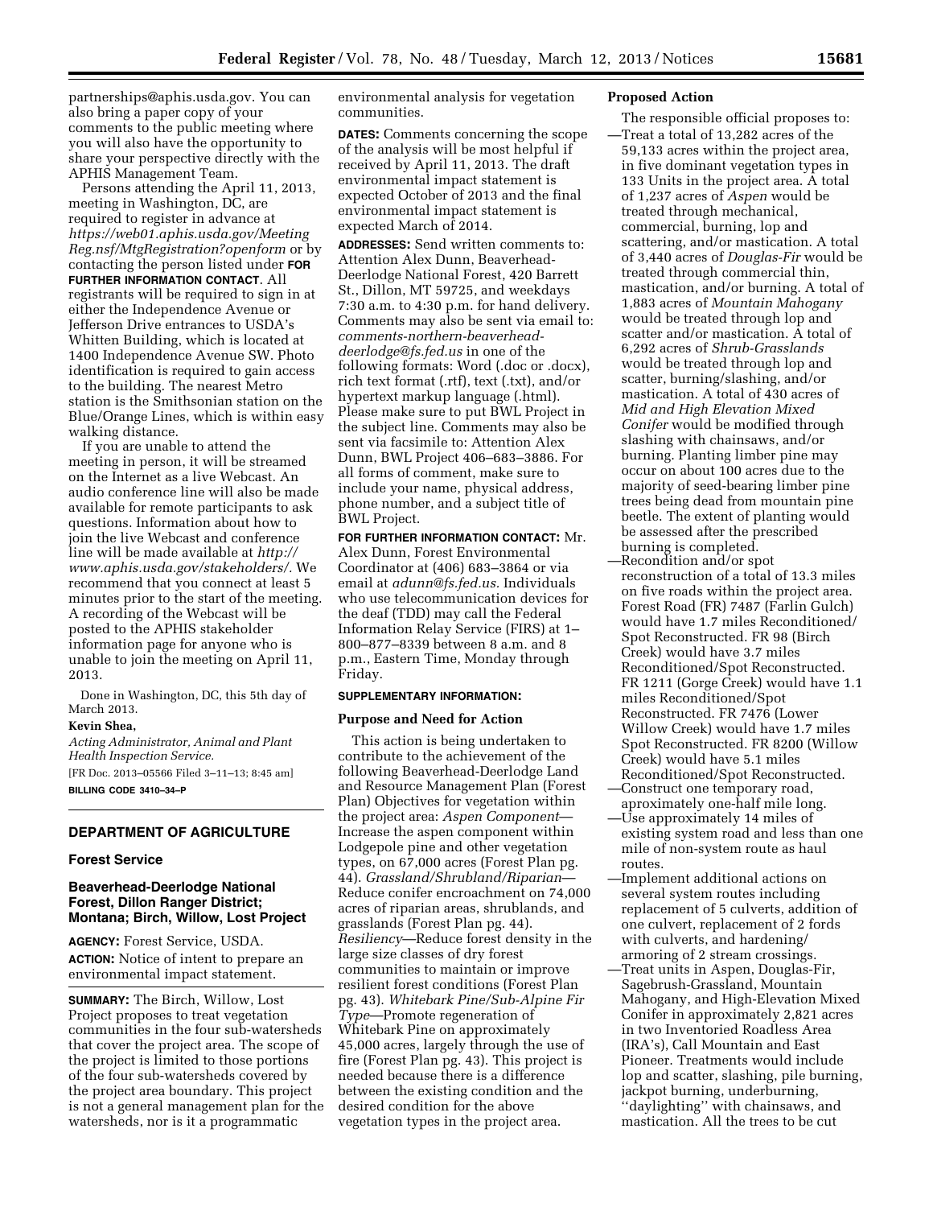partnerships@aphis.usda.gov. You can also bring a paper copy of your comments to the public meeting where you will also have the opportunity to share your perspective directly with the APHIS Management Team.

Persons attending the April 11, 2013, meeting in Washington, DC, are required to register in advance at *https://web01.aphis.usda.gov/MeetingReg.nsf/MtgRegistration?openform* or by contacting the person listed under **FOR FURTHER INFORMATION CONTACT**. All registrants will be required to sign in at either the Independence Avenue or Jefferson Drive entrances to USDA's Whitten Building, which is located at 1400 Independence Avenue SW. Photo identification is required to gain access to the building. The nearest Metro station is the Smithsonian station on the Blue/Orange Lines, which is within easy walking distance.

If you are unable to attend the meeting in person, it will be streamed on the Internet as a live Webcast. An audio conference line will also be made available for remote participants to ask questions. Information about how to join the live Webcast and conference line will be made available at *http://www.aphis.usda.gov/stakeholders/*. We recommend that you connect at least 5 minutes prior to the start of the meeting. A recording of the Webcast will be posted to the APHIS stakeholder information page for anyone who is unable to join the meeting on April 11, 2013.

Done in Washington, DC, this 5th day of March 2013.

**Kevin Shea,**

*Acting Administrator, Animal and Plant Health Inspection Service.*

[FR Doc. 2013–05566 Filed 3–11–13; 8:45 am]

**BILLING CODE 3410–34–P**

## DEPARTMENT OF AGRICULTURE

### Forest Service

### Beaverhead-Deerlodge National Forest, Dillon Ranger District; Montana; Birch, Willow, Lost Project

**AGENCY:** Forest Service, USDA.

**ACTION:** Notice of intent to prepare an environmental impact statement.

**SUMMARY:** The Birch, Willow, Lost Project proposes to treat vegetation communities in the four sub-watersheds that cover the project area. The scope of the project is limited to those portions of the four sub-watersheds covered by the project area boundary. This project is not a general management plan for the watersheds, nor is it a programmatic environmental analysis for vegetation communities.

**DATES:** Comments concerning the scope of the analysis will be most helpful if received by April 11, 2013. The draft environmental impact statement is expected October of 2013 and the final environmental impact statement is expected March of 2014.

**ADDRESSES:** Send written comments to: Attention Alex Dunn, Beaverhead-Deerlodge National Forest, 420 Barrett St., Dillon, MT 59725, and weekdays 7:30 a.m. to 4:30 p.m. for hand delivery. Comments may also be sent via email to: *comments-northern-beaverhead-deerlodge@fs.fed.us* in one of the following formats: Word (.doc or .docx), rich text format (.rtf), text (.txt), and/or hypertext markup language (.html). Please make sure to put BWL Project in the subject line. Comments may also be sent via facsimile to: Attention Alex Dunn, BWL Project 406–683–3886. For all forms of comment, make sure to include your name, physical address, phone number, and a subject title of BWL Project.

**FOR FURTHER INFORMATION CONTACT:** Mr. Alex Dunn, Forest Environmental Coordinator at (406) 683–3864 or via email at *adunn@fs.fed.us*. Individuals who use telecommunication devices for the deaf (TDD) may call the Federal Information Relay Service (FIRS) at 1–800–877–8339 between 8 a.m. and 8 p.m., Eastern Time, Monday through Friday.

**SUPPLEMENTARY INFORMATION:**

#### Purpose and Need for Action

This action is being undertaken to contribute to the achievement of the following Beaverhead-Deerlodge Land and Resource Management Plan (Forest Plan) Objectives for vegetation within the project area: *Aspen Component*—Increase the aspen component within Lodgepole pine and other vegetation types, on 67,000 acres (Forest Plan pg. 44). *Grassland/Shrubland/Riparian*—Reduce conifer encroachment on 74,000 acres of riparian areas, shrublands, and grasslands (Forest Plan pg. 44). *Resiliency*—Reduce forest density in the large size classes of dry forest communities to maintain or improve resilient forest conditions (Forest Plan pg. 43). *Whitebark Pine/Sub-Alpine Fir Type*—Promote regeneration of Whitebark Pine on approximately 45,000 acres, largely through the use of fire (Forest Plan pg. 43). This project is needed because there is a difference between the existing condition and the desired condition for the above vegetation types in the project area.

#### Proposed Action

The responsible official proposes to:

—Treat a total of 13,282 acres of the 59,133 acres within the project area, in five dominant vegetation types in 133 Units in the project area. A total of 1,237 acres of *Aspen* would be treated through mechanical, commercial, burning, lop and scattering, and/or mastication. A total of 3,440 acres of *Douglas-Fir* would be treated through commercial thin, mastication, and/or burning. A total of 1,883 acres of *Mountain Mahogany* would be treated through lop and scatter and/or mastication. A total of 6,292 acres of *Shrub-Grasslands* would be treated through lop and scatter, burning/slashing, and/or mastication. A total of 430 acres of *Mid and High Elevation Mixed Conifer* would be modified through slashing with chainsaws, and/or burning. Planting limber pine may occur on about 100 acres due to the majority of seed-bearing limber pine trees being dead from mountain pine beetle. The extent of planting would be assessed after the prescribed burning is completed.

—Recondition and/or spot reconstruction of a total of 13.3 miles on five roads within the project area. Forest Road (FR) 7487 (Farlin Gulch) would have 1.7 miles Reconditioned/Spot Reconstructed. FR 98 (Birch Creek) would have 3.7 miles Reconditioned/Spot Reconstructed. FR 1211 (Gorge Creek) would have 1.1 miles Reconditioned/Spot Reconstructed. FR 7476 (Lower Willow Creek) would have 1.7 miles Spot Reconstructed. FR 8200 (Willow Creek) would have 5.1 miles Reconditioned/Spot Reconstructed.

—Construct one temporary road, approximately one-half mile long.

—Use approximately 14 miles of existing system road and less than one mile of non-system route as haul routes.

—Implement additional actions on several system routes including replacement of 5 culverts, addition of one culvert, replacement of 2 fords with culverts, and hardening/armoring of 2 stream crossings.

—Treat units in Aspen, Douglas-Fir, Sagebrush-Grassland, Mountain Mahogany, and High-Elevation Mixed Conifer in approximately 2,821 acres in two Inventoried Roadless Area (IRA's), Call Mountain and East Pioneer. Treatments would include lop and scatter, slashing, pile burning, jackpot burning, underburning, ''daylighting'' with chainsaws, and mastication. All the trees to be cut